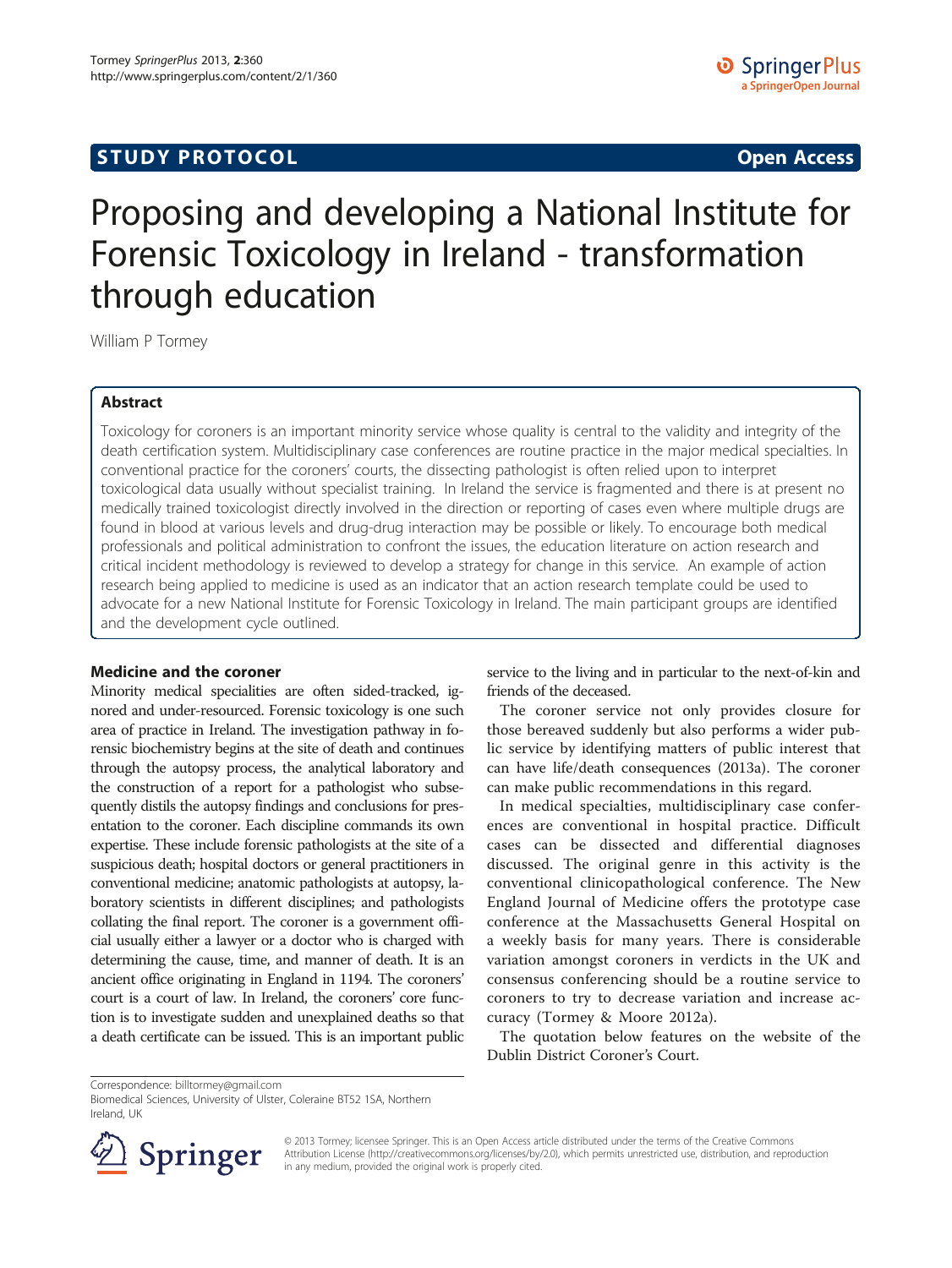STUDY PROTOCOL Open Access

# Proposing and developing a National Institute for Forensic Toxicology in Ireland - transformation through education

William P Tormey

## Abstract

Toxicology for coroners is an important minority service whose quality is central to the validity and integrity of the death certification system. Multidisciplinary case conferences are routine practice in the major medical specialties. In conventional practice for the coroners' courts, the dissecting pathologist is often relied upon to interpret toxicological data usually without specialist training. In Ireland the service is fragmented and there is at present no medically trained toxicologist directly involved in the direction or reporting of cases even where multiple drugs are found in blood at various levels and drug-drug interaction may be possible or likely. To encourage both medical professionals and political administration to confront the issues, the education literature on action research and critical incident methodology is reviewed to develop a strategy for change in this service. An example of action research being applied to medicine is used as an indicator that an action research template could be used to advocate for a new National Institute for Forensic Toxicology in Ireland. The main participant groups are identified and the development cycle outlined.

## Medicine and the coroner

Minority medical specialities are often sided-tracked, ignored and under-resourced. Forensic toxicology is one such area of practice in Ireland. The investigation pathway in forensic biochemistry begins at the site of death and continues through the autopsy process, the analytical laboratory and the construction of a report for a pathologist who subsequently distils the autopsy findings and conclusions for presentation to the coroner. Each discipline commands its own expertise. These include forensic pathologists at the site of a suspicious death; hospital doctors or general practitioners in conventional medicine; anatomic pathologists at autopsy, laboratory scientists in different disciplines; and pathologists collating the final report. The coroner is a government official usually either a lawyer or a doctor who is charged with determining the cause, time, and manner of death. It is an ancient office originating in England in 1194. The coroners' court is a court of law. In Ireland, the coroners' core function is to investigate sudden and unexplained deaths so that a death certificate can be issued. This is an important public service to the living and in particular to the next-of-kin and friends of the deceased.

The coroner service not only provides closure for those bereaved suddenly but also performs a wider public service by identifying matters of public interest that can have life/death consequences (2013a). The coroner can make public recommendations in this regard.

In medical specialties, multidisciplinary case conferences are conventional in hospital practice. Difficult cases can be dissected and differential diagnoses discussed. The original genre in this activity is the conventional clinicopathological conference. The New England Journal of Medicine offers the prototype case conference at the Massachusetts General Hospital on a weekly basis for many years. There is considerable variation amongst coroners in verdicts in the UK and consensus conferencing should be a routine service to coroners to try to decrease variation and increase accuracy (Tormey & Moore 2012a).

The quotation below features on the website of the Dublin District Coroner's Court.

Correspondence: billtormey@gmail.com
Biomedical Sciences, University of Ulster, Coleraine BT52 1SA, Northern Ireland, UK

© 2013 Tormey; licensee Springer. This is an Open Access article distributed under the terms of the Creative Commons Attribution License (http://creativecommons.org/licenses/by/2.0), which permits unrestricted use, distribution, and reproduction in any medium, provided the original work is properly cited.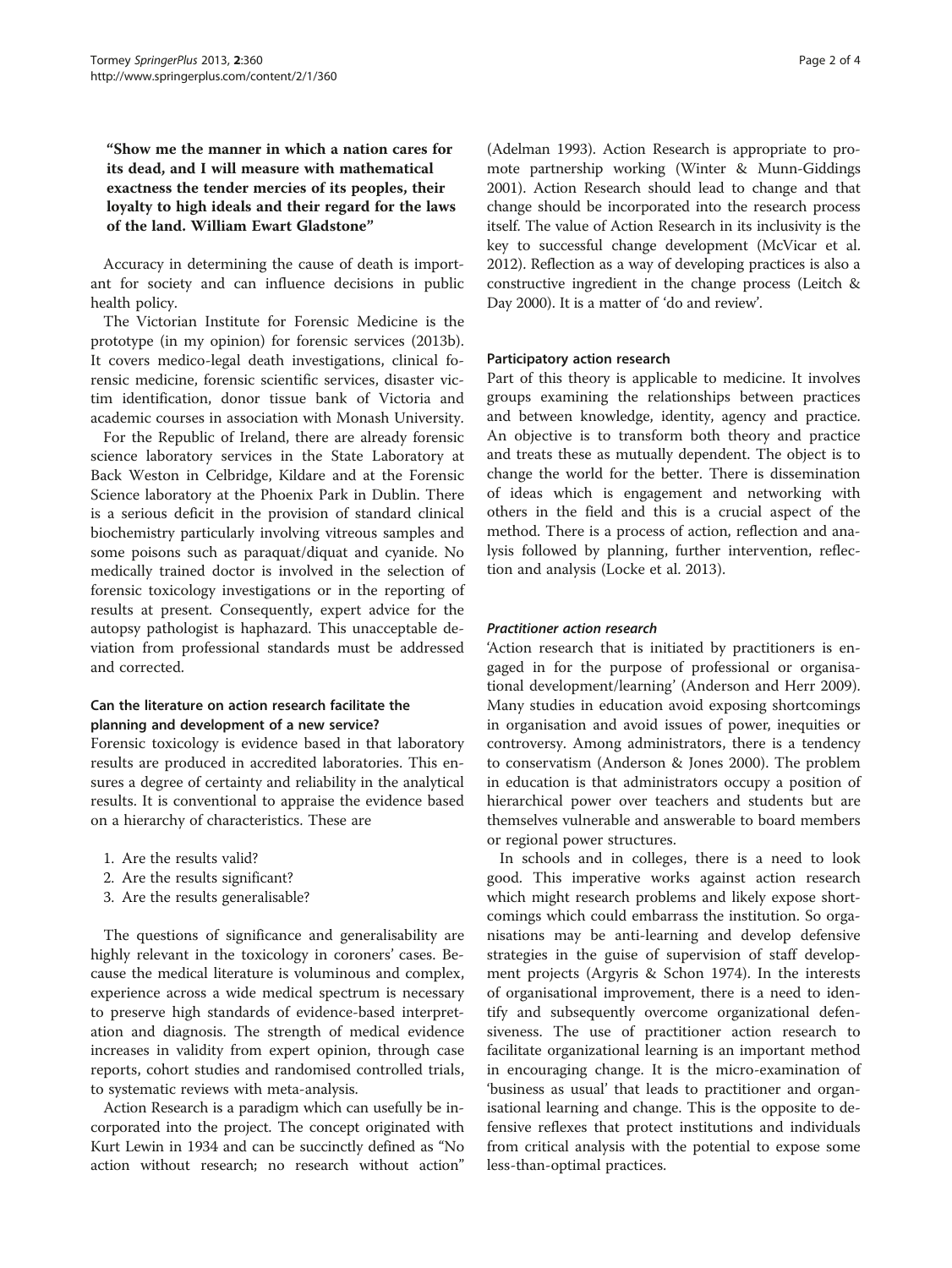**"Show me the manner in which a nation cares for its dead, and I will measure with mathematical exactness the tender mercies of its peoples, their loyalty to high ideals and their regard for the laws of the land. William Ewart Gladstone"**

Accuracy in determining the cause of death is important for society and can influence decisions in public health policy.

The Victorian Institute for Forensic Medicine is the prototype (in my opinion) for forensic services (2013b). It covers medico-legal death investigations, clinical forensic medicine, forensic scientific services, disaster victim identification, donor tissue bank of Victoria and academic courses in association with Monash University.

For the Republic of Ireland, there are already forensic science laboratory services in the State Laboratory at Back Weston in Celbridge, Kildare and at the Forensic Science laboratory at the Phoenix Park in Dublin. There is a serious deficit in the provision of standard clinical biochemistry particularly involving vitreous samples and some poisons such as paraquat/diquat and cyanide. No medically trained doctor is involved in the selection of forensic toxicology investigations or in the reporting of results at present. Consequently, expert advice for the autopsy pathologist is haphazard. This unacceptable deviation from professional standards must be addressed and corrected.

## Can the literature on action research facilitate the planning and development of a new service?

Forensic toxicology is evidence based in that laboratory results are produced in accredited laboratories. This ensures a degree of certainty and reliability in the analytical results. It is conventional to appraise the evidence based on a hierarchy of characteristics. These are

1. Are the results valid?
2. Are the results significant?
3. Are the results generalisable?

The questions of significance and generalisability are highly relevant in the toxicology in coroners' cases. Because the medical literature is voluminous and complex, experience across a wide medical spectrum is necessary to preserve high standards of evidence-based interpretation and diagnosis. The strength of medical evidence increases in validity from expert opinion, through case reports, cohort studies and randomised controlled trials, to systematic reviews with meta-analysis.

Action Research is a paradigm which can usefully be incorporated into the project. The concept originated with Kurt Lewin in 1934 and can be succinctly defined as "No action without research; no research without action" (Adelman 1993). Action Research is appropriate to promote partnership working (Winter & Munn-Giddings 2001). Action Research should lead to change and that change should be incorporated into the research process itself. The value of Action Research in its inclusivity is the key to successful change development (McVicar et al. 2012). Reflection as a way of developing practices is also a constructive ingredient in the change process (Leitch & Day 2000). It is a matter of 'do and review'.

### Participatory action research

Part of this theory is applicable to medicine. It involves groups examining the relationships between practices and between knowledge, identity, agency and practice. An objective is to transform both theory and practice and treats these as mutually dependent. The object is to change the world for the better. There is dissemination of ideas which is engagement and networking with others in the field and this is a crucial aspect of the method. There is a process of action, reflection and analysis followed by planning, further intervention, reflection and analysis (Locke et al. 2013).

#### *Practitioner action research*

'Action research that is initiated by practitioners is engaged in for the purpose of professional or organisational development/learning' (Anderson and Herr 2009). Many studies in education avoid exposing shortcomings in organisation and avoid issues of power, inequities or controversy. Among administrators, there is a tendency to conservatism (Anderson & Jones 2000). The problem in education is that administrators occupy a position of hierarchical power over teachers and students but are themselves vulnerable and answerable to board members or regional power structures.

In schools and in colleges, there is a need to look good. This imperative works against action research which might research problems and likely expose shortcomings which could embarrass the institution. So organisations may be anti-learning and develop defensive strategies in the guise of supervision of staff development projects (Argyris & Schon 1974). In the interests of organisational improvement, there is a need to identify and subsequently overcome organizational defensiveness. The use of practitioner action research to facilitate organizational learning is an important method in encouraging change. It is the micro-examination of 'business as usual' that leads to practitioner and organisational learning and change. This is the opposite to defensive reflexes that protect institutions and individuals from critical analysis with the potential to expose some less-than-optimal practices.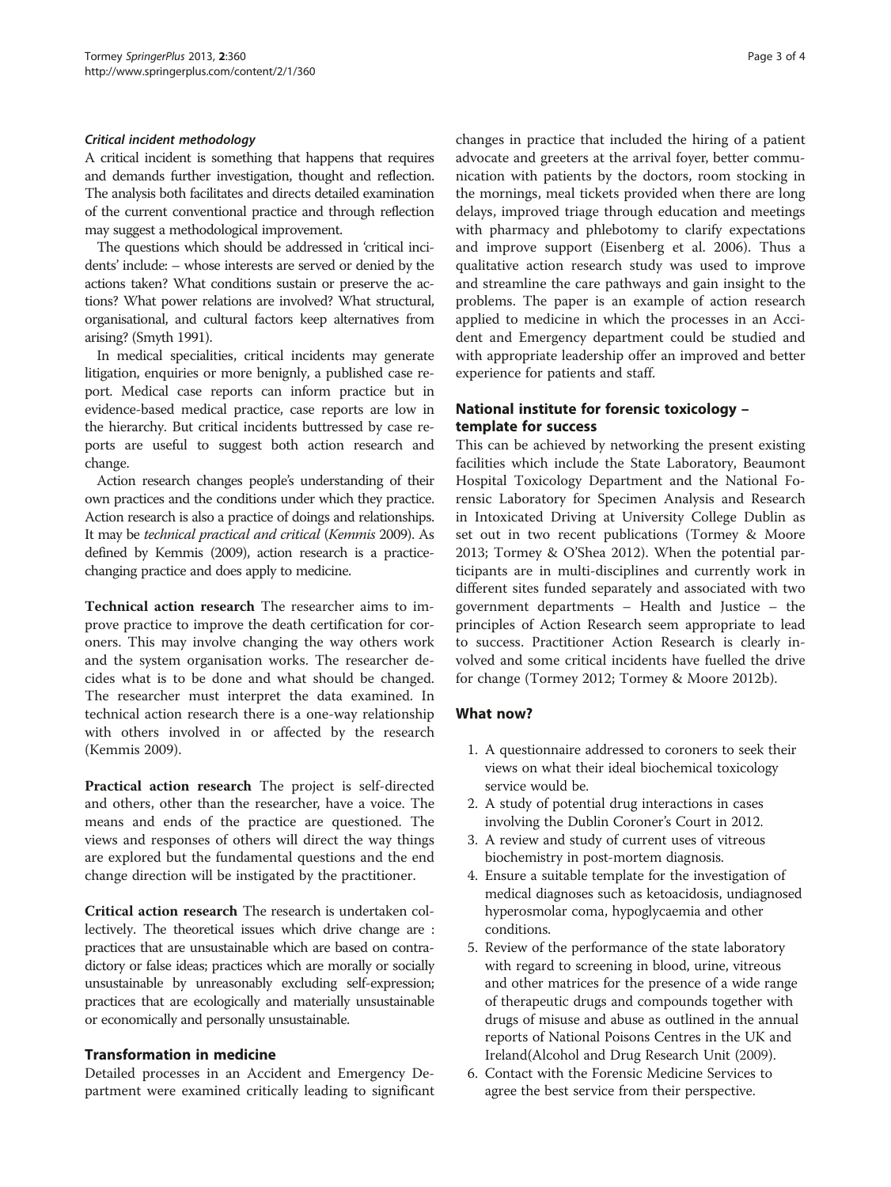### *Critical incident methodology*

A critical incident is something that happens that requires and demands further investigation, thought and reflection. The analysis both facilitates and directs detailed examination of the current conventional practice and through reflection may suggest a methodological improvement.

The questions which should be addressed in 'critical incidents' include: – whose interests are served or denied by the actions taken? What conditions sustain or preserve the actions? What power relations are involved? What structural, organisational, and cultural factors keep alternatives from arising? (Smyth 1991).

In medical specialities, critical incidents may generate litigation, enquiries or more benignly, a published case report. Medical case reports can inform practice but in evidence-based medical practice, case reports are low in the hierarchy. But critical incidents buttressed by case reports are useful to suggest both action research and change.

Action research changes people's understanding of their own practices and the conditions under which they practice. Action research is also a practice of doings and relationships. It may be *technical practical and critical* (*Kemmis* 2009). As defined by Kemmis (2009), action research is a practice-changing practice and does apply to medicine.

**Technical action research** The researcher aims to improve practice to improve the death certification for coroners. This may involve changing the way others work and the system organisation works. The researcher decides what is to be done and what should be changed. The researcher must interpret the data examined. In technical action research there is a one-way relationship with others involved in or affected by the research (Kemmis 2009).

**Practical action research** The project is self-directed and others, other than the researcher, have a voice. The means and ends of the practice are questioned. The views and responses of others will direct the way things are explored but the fundamental questions and the end change direction will be instigated by the practitioner.

**Critical action research** The research is undertaken collectively. The theoretical issues which drive change are : practices that are unsustainable which are based on contradictory or false ideas; practices which are morally or socially unsustainable by unreasonably excluding self-expression; practices that are ecologically and materially unsustainable or economically and personally unsustainable.

## Transformation in medicine

Detailed processes in an Accident and Emergency Department were examined critically leading to significant changes in practice that included the hiring of a patient advocate and greeters at the arrival foyer, better communication with patients by the doctors, room stocking in the mornings, meal tickets provided when there are long delays, improved triage through education and meetings with pharmacy and phlebotomy to clarify expectations and improve support (Eisenberg et al. 2006). Thus a qualitative action research study was used to improve and streamline the care pathways and gain insight to the problems. The paper is an example of action research applied to medicine in which the processes in an Accident and Emergency department could be studied and with appropriate leadership offer an improved and better experience for patients and staff.

## National institute for forensic toxicology – template for success

This can be achieved by networking the present existing facilities which include the State Laboratory, Beaumont Hospital Toxicology Department and the National Forensic Laboratory for Specimen Analysis and Research in Intoxicated Driving at University College Dublin as set out in two recent publications (Tormey & Moore 2013; Tormey & O'Shea 2012). When the potential participants are in multi-disciplines and currently work in different sites funded separately and associated with two government departments – Health and Justice – the principles of Action Research seem appropriate to lead to success. Practitioner Action Research is clearly involved and some critical incidents have fuelled the drive for change (Tormey 2012; Tormey & Moore 2012b).

## What now?

1. A questionnaire addressed to coroners to seek their views on what their ideal biochemical toxicology service would be.
2. A study of potential drug interactions in cases involving the Dublin Coroner's Court in 2012.
3. A review and study of current uses of vitreous biochemistry in post-mortem diagnosis.
4. Ensure a suitable template for the investigation of medical diagnoses such as ketoacidosis, undiagnosed hyperosmolar coma, hypoglycaemia and other conditions.
5. Review of the performance of the state laboratory with regard to screening in blood, urine, vitreous and other matrices for the presence of a wide range of therapeutic drugs and compounds together with drugs of misuse and abuse as outlined in the annual reports of National Poisons Centres in the UK and Ireland(Alcohol and Drug Research Unit (2009).
6. Contact with the Forensic Medicine Services to agree the best service from their perspective.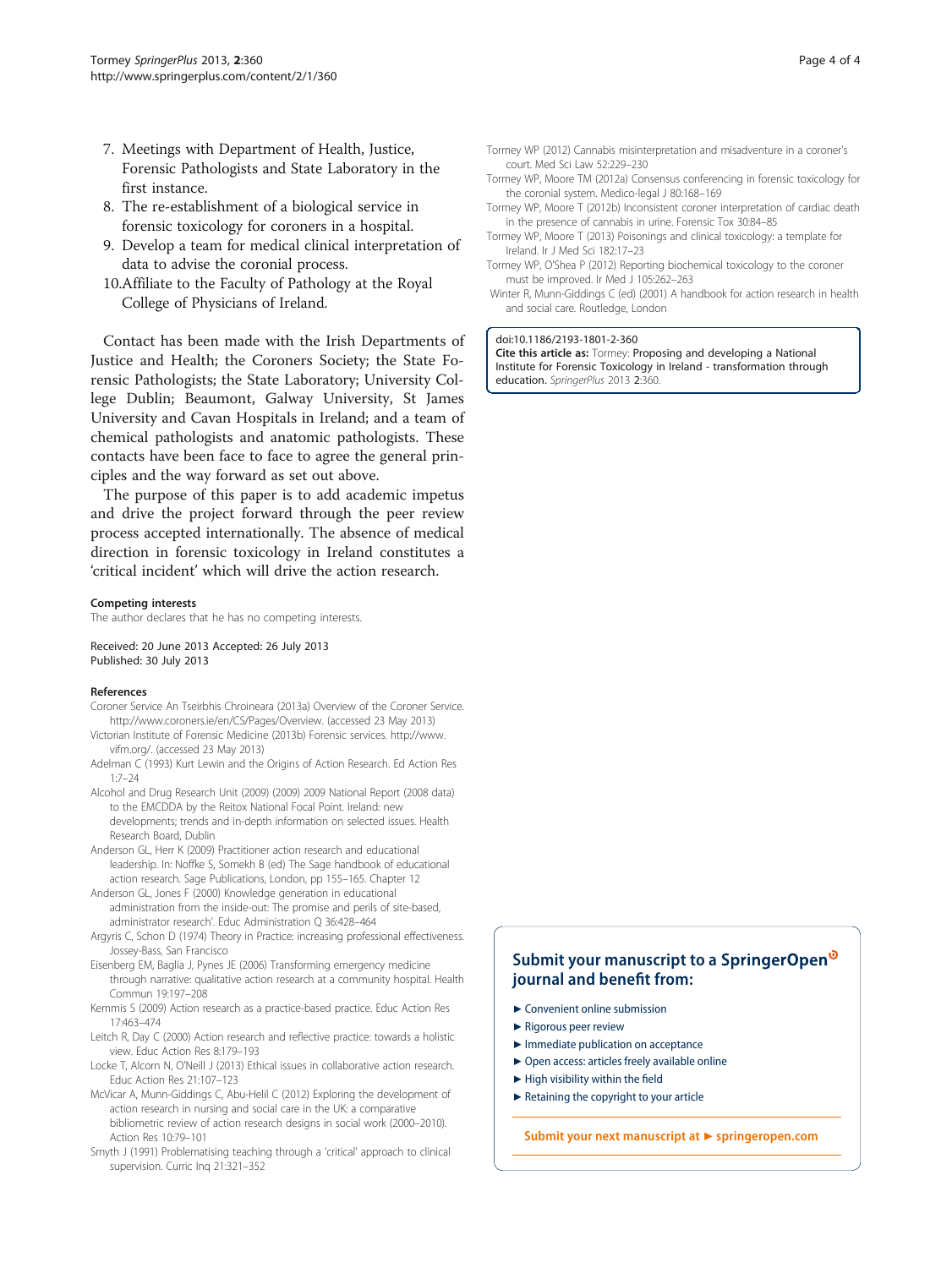7. Meetings with Department of Health, Justice, Forensic Pathologists and State Laboratory in the first instance.
8. The re-establishment of a biological service in forensic toxicology for coroners in a hospital.
9. Develop a team for medical clinical interpretation of data to advise the coronial process.
10. Affiliate to the Faculty of Pathology at the Royal College of Physicians of Ireland.

Contact has been made with the Irish Departments of Justice and Health; the Coroners Society; the State Forensic Pathologists; the State Laboratory; University College Dublin; Beaumont, Galway University, St James University and Cavan Hospitals in Ireland; and a team of chemical pathologists and anatomic pathologists. These contacts have been face to face to agree the general principles and the way forward as set out above.

The purpose of this paper is to add academic impetus and drive the project forward through the peer review process accepted internationally. The absence of medical direction in forensic toxicology in Ireland constitutes a 'critical incident' which will drive the action research.

#### Competing interests

The author declares that he has no competing interests.

Received: 20 June 2013 Accepted: 26 July 2013
Published: 30 July 2013

#### References

Coroner Service An Tseirbhis Chroineara (2013a) Overview of the Coroner Service. http://www.coroners.ie/en/CS/Pages/Overview. (accessed 23 May 2013)

Victorian Institute of Forensic Medicine (2013b) Forensic services. http://www.vifm.org/. (accessed 23 May 2013)

Adelman C (1993) Kurt Lewin and the Origins of Action Research. Ed Action Res 1:7–24

Alcohol and Drug Research Unit (2009) (2009) 2009 National Report (2008 data) to the EMCDDA by the Reitox National Focal Point. Ireland: new developments; trends and in-depth information on selected issues. Health Research Board, Dublin

Anderson GL, Herr K (2009) Practitioner action research and educational leadership. In: Noffke S, Somekh B (ed) The Sage handbook of educational action research. Sage Publications, London, pp 155–165. Chapter 12

Anderson GL, Jones F (2000) Knowledge generation in educational administration from the inside-out: The promise and perils of site-based, administrator research'. Educ Administration Q 36:428–464

Argyris C, Schon D (1974) Theory in Practice: increasing professional effectiveness. Jossey-Bass, San Francisco

Eisenberg EM, Baglia J, Pynes JE (2006) Transforming emergency medicine through narrative: qualitative action research at a community hospital. Health Commun 19:197–208

Kemmis S (2009) Action research as a practice-based practice. Educ Action Res 17:463–474

Leitch R, Day C (2000) Action research and reflective practice: towards a holistic view. Educ Action Res 8:179–193

Locke T, Alcorn N, O'Neill J (2013) Ethical issues in collaborative action research. Educ Action Res 21:107–123

McVicar A, Munn-Giddings C, Abu-Helil C (2012) Exploring the development of action research in nursing and social care in the UK: a comparative bibliometric review of action research designs in social work (2000–2010). Action Res 10:79–101

Smyth J (1991) Problematising teaching through a 'critical' approach to clinical supervision. Curric Inq 21:321–352

Tormey WP (2012) Cannabis misinterpretation and misadventure in a coroner's court. Med Sci Law 52:229–230

Tormey WP, Moore TM (2012a) Consensus conferencing in forensic toxicology for the coronial system. Medico-legal J 80:168–169

Tormey WP, Moore T (2012b) Inconsistent coroner interpretation of cardiac death in the presence of cannabis in urine. Forensic Tox 30:84–85

Tormey WP, Moore T (2013) Poisonings and clinical toxicology: a template for Ireland. Ir J Med Sci 182:17–23

Tormey WP, O'Shea P (2012) Reporting biochemical toxicology to the coroner must be improved. Ir Med J 105:262–263

Winter R, Munn-Giddings C (ed) (2001) A handbook for action research in health and social care. Routledge, London

doi:10.1186/2193-1801-2-360
**Cite this article as:** Tormey: Proposing and developing a National Institute for Forensic Toxicology in Ireland - transformation through education. *SpringerPlus* 2013 **2**:360.

**Submit your manuscript to a SpringerOpen journal and benefit from:**

- ► Convenient online submission
- ► Rigorous peer review
- ► Immediate publication on acceptance
- ► Open access: articles freely available online
- ► High visibility within the field
- ► Retaining the copyright to your article

**Submit your next manuscript at ► springeropen.com**